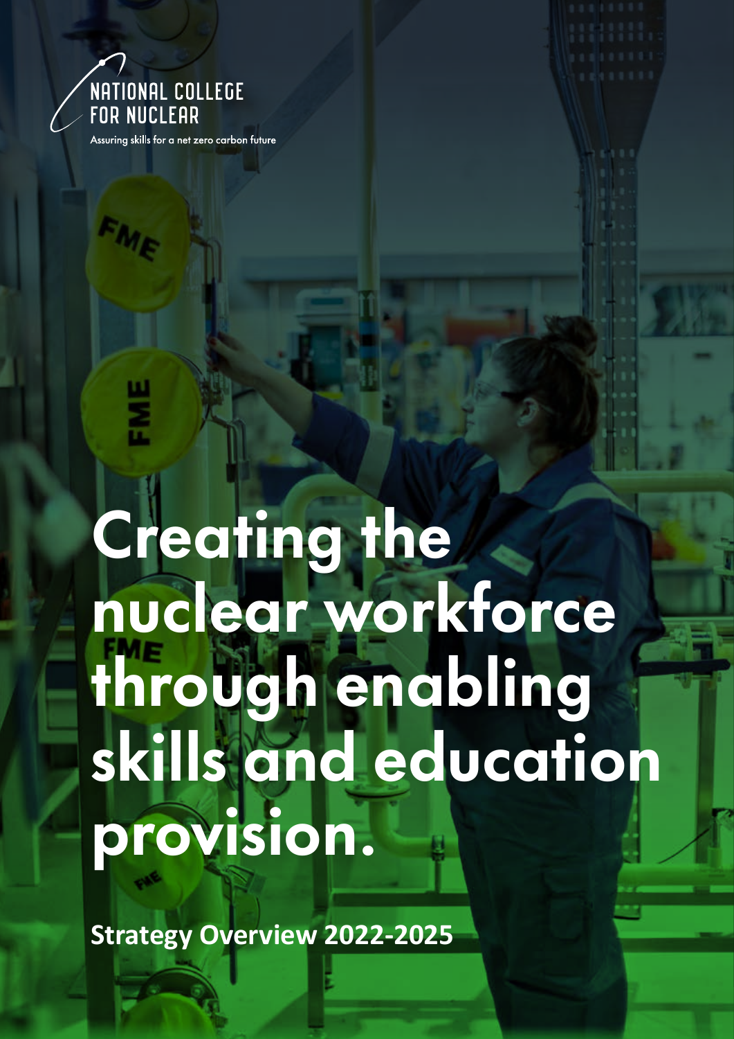NATIONAL COLLEGE FOR NUCLEAR

Assuring skills for a net zero carbon future

# Creating the nuclear workforce through enabling skills and education provision.

**Strategy Overview 2022-2025**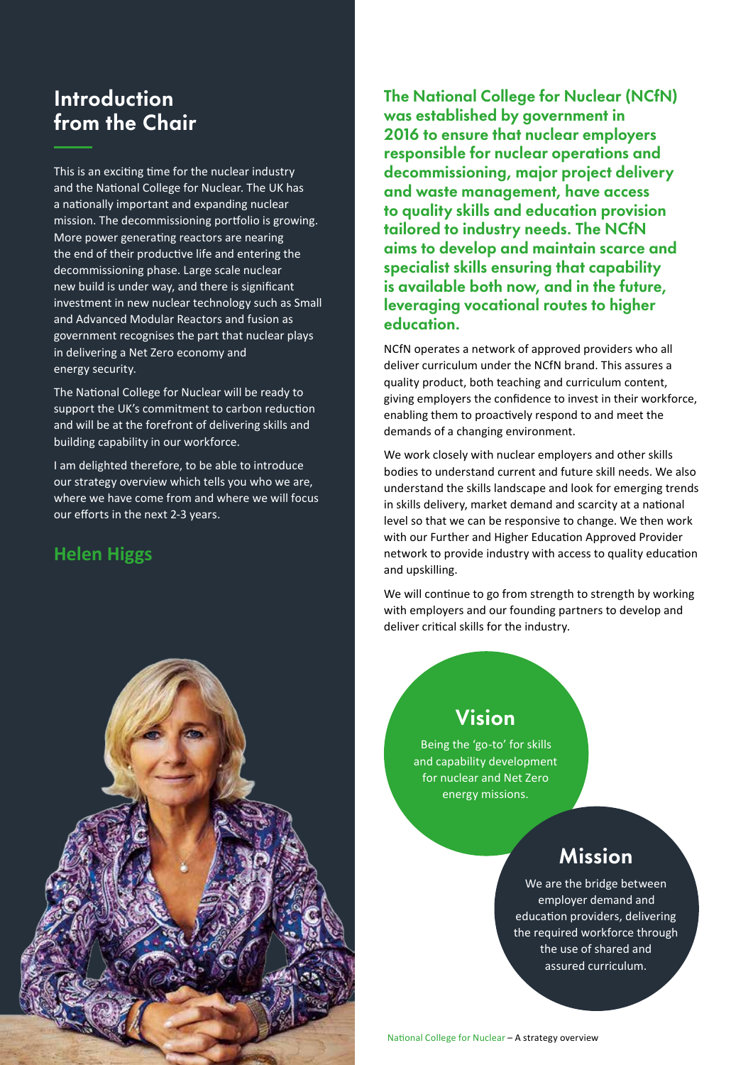## Introduction from the Chair

This is an exciting time for the nuclear industry and the National College for Nuclear. The UK has a nationally important and expanding nuclear mission. The decommissioning portfolio is growing. More power generating reactors are nearing the end of their productive life and entering the decommissioning phase. Large scale nuclear new build is under way, and there is significant investment in new nuclear technology such as Small and Advanced Modular Reactors and fusion as government recognises the part that nuclear plays in delivering a Net Zero economy and energy security.

The National College for Nuclear will be ready to support the UK's commitment to carbon reduction and will be at the forefront of delivering skills and building capability in our workforce.

I am delighted therefore, to be able to introduce our strategy overview which tells you who we are, where we have come from and where we will focus our efforts in the next 2-3 years.

**Helen Higgs**

**The National College for Nuclear (NCfN) was established by government in 2016 to ensure that nuclear employers responsible for nuclear operations and decommissioning, major project delivery and waste management, have access to quality skills and education provision tailored to industry needs. The NCfN aims to develop and maintain scarce and specialist skills ensuring that capability is available both now, and in the future, leveraging vocational routes to higher education.**

NCfN operates a network of approved providers who all deliver curriculum under the NCfN brand. This assures a quality product, both teaching and curriculum content, giving employers the confidence to invest in their workforce, enabling them to proactively respond to and meet the demands of a changing environment.

We work closely with nuclear employers and other skills bodies to understand current and future skill needs. We also understand the skills landscape and look for emerging trends in skills delivery, market demand and scarcity at a national level so that we can be responsive to change. We then work with our Further and Higher Education Approved Provider network to provide industry with access to quality education and upskilling.

We will continue to go from strength to strength by working with employers and our founding partners to develop and deliver critical skills for the industry.

### Vision

Being the 'go-to' for skills and capability development for nuclear and Net Zero energy missions.

### Mission

We are the bridge between employer demand and education providers, delivering the required workforce through the use of shared and assured curriculum.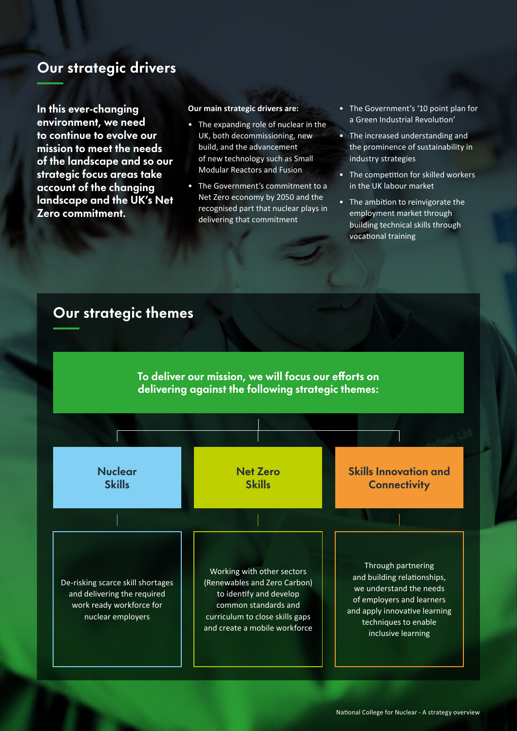## Our strategic drivers

**In this ever-changing environment, we need to continue to evolve our mission to meet the needs of the landscape and so our strategic focus areas take account of the changing landscape and the UK's Net Zero commitment.**

**Our main strategic drivers are:**

- The expanding role of nuclear in the UK, both decommissioning, new build, and the advancement of new technology such as Small Modular Reactors and Fusion
- The Government's commitment to a Net Zero economy by 2050 and the recognised part that nuclear plays in delivering that commitment
- The Government's '10 point plan for a Green Industrial Revolution'
- The increased understanding and the prominence of sustainability in industry strategies
- The competition for skilled workers in the UK labour market
- The ambition to reinvigorate the employment market through building technical skills through vocational training

## Our strategic themes

**To deliver our mission, we will focus our efforts on delivering against the following strategic themes:**

### Nuclear Skills

De-risking scarce skill shortages and delivering the required work ready workforce for nuclear employers

### Net Zero Skills

Working with other sectors (Renewables and Zero Carbon) to identify and develop common standards and curriculum to close skills gaps and create a mobile workforce

### Skills Innovation and Connectivity

Through partnering and building relationships, we understand the needs of employers and learners and apply innovative learning techniques to enable inclusive learning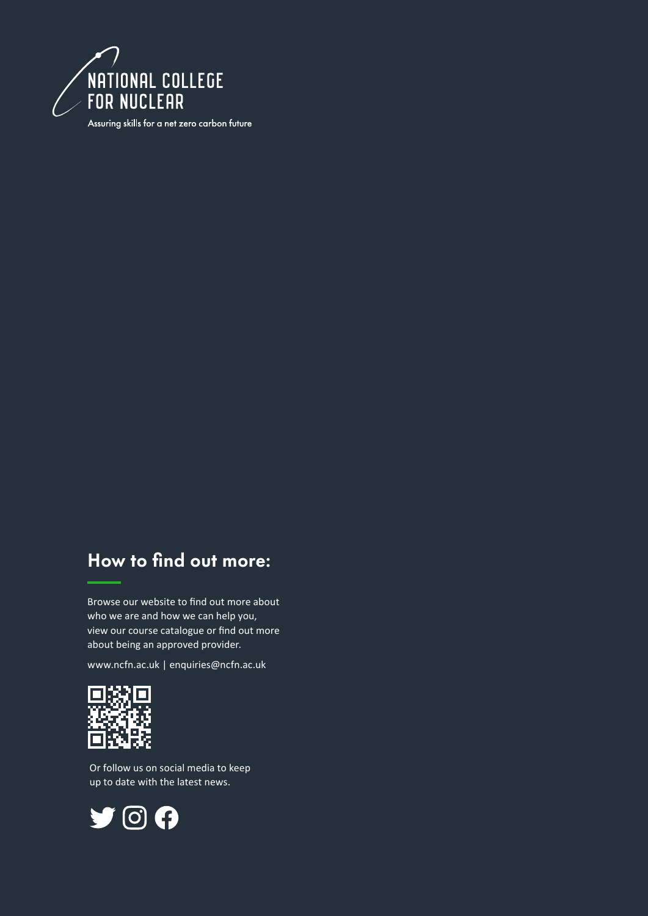NATIONAL COLLEGE FOR NUCLEAR

Assuring skills for a net zero carbon future

## How to find out more:

Browse our website to find out more about who we are and how we can help you, view our course catalogue or find out more about being an approved provider.

www.ncfn.ac.uk | enquiries@ncfn.ac.uk

Or follow us on social media to keep up to date with the latest news.